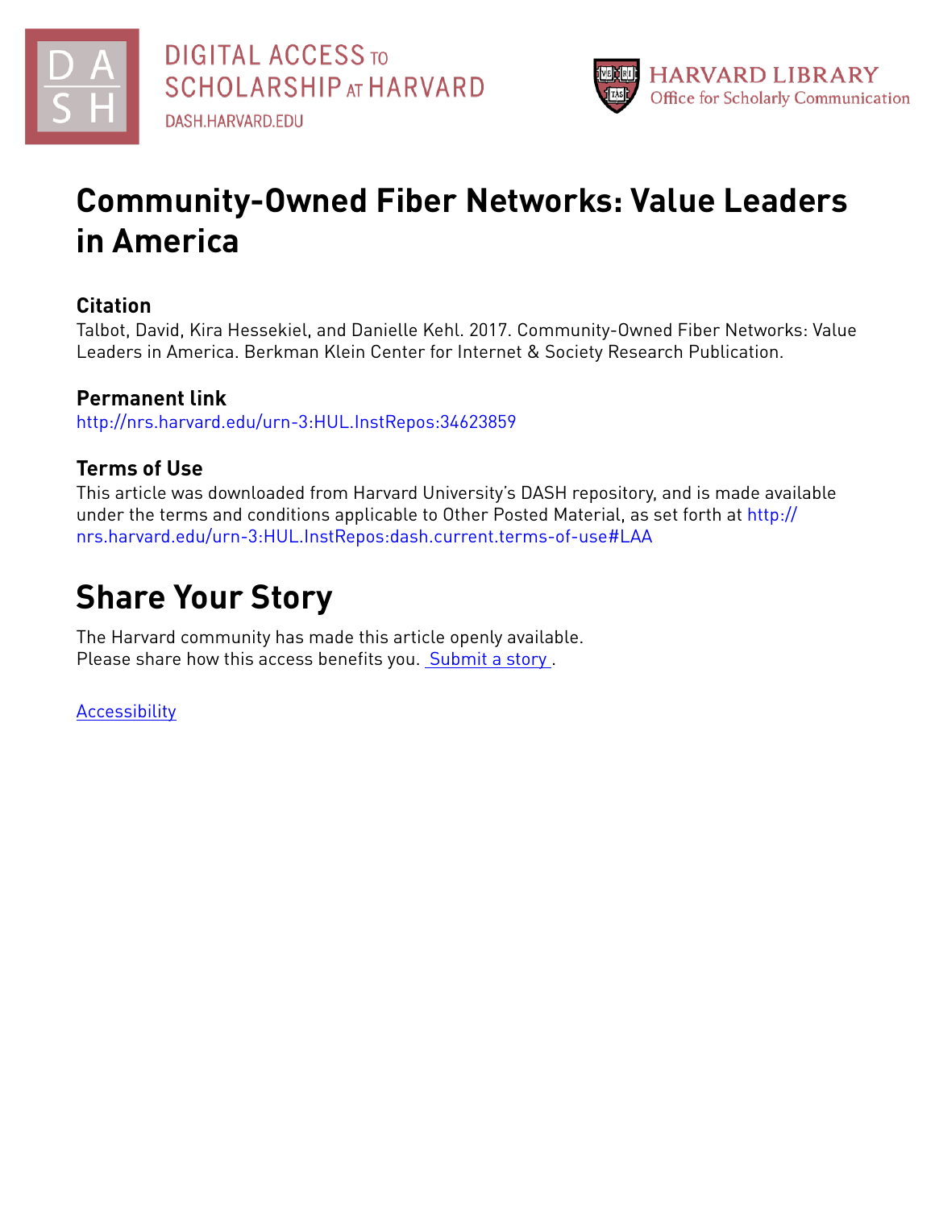DIGITAL ACCESS TO SCHOLARSHIP AT HARVARD
DASH.HARVARD.EDU

HARVARD LIBRARY
Office for Scholarly Communication

# Community-Owned Fiber Networks: Value Leaders in America

## Citation

Talbot, David, Kira Hessekiel, and Danielle Kehl. 2017. Community-Owned Fiber Networks: Value Leaders in America. Berkman Klein Center for Internet & Society Research Publication.

## Permanent link

http://nrs.harvard.edu/urn-3:HUL.InstRepos:34623859

## Terms of Use

This article was downloaded from Harvard University's DASH repository, and is made available under the terms and conditions applicable to Other Posted Material, as set forth at http://nrs.harvard.edu/urn-3:HUL.InstRepos:dash.current.terms-of-use#LAA

# Share Your Story

The Harvard community has made this article openly available.
Please share how this access benefits you. Submit a story .

Accessibility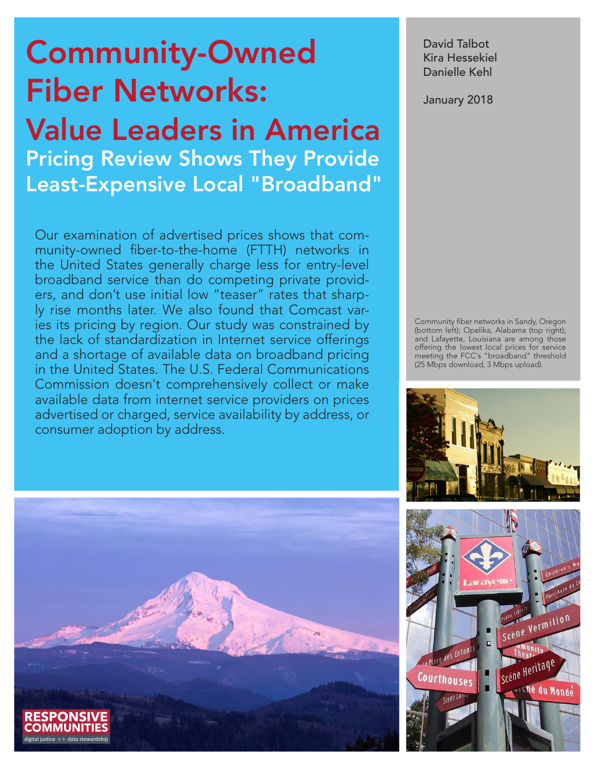# Community-Owned Fiber Networks: Value Leaders in America

## Pricing Review Shows They Provide Least-Expensive Local "Broadband"

David Talbot
Kira Hessekiel
Danielle Kehl

January 2018

Our examination of advertised prices shows that community-owned fiber-to-the-home (FTTH) networks in the United States generally charge less for entry-level broadband service than do competing private providers, and don't use initial low "teaser" rates that sharply rise months later. We also found that Comcast varies its pricing by region. Our study was constrained by the lack of standardization in Internet service offerings and a shortage of available data on broadband pricing in the United States. The U.S. Federal Communications Commission doesn't comprehensively collect or make available data from internet service providers on prices advertised or charged, service availability by address, or consumer adoption by address.

Community fiber networks in Sandy, Oregon (bottom left); Opelika, Alabama (top right); and Lafayette, Louisiana are among those offering the lowest local prices for service meeting the FCC's "broadband" threshold (25 Mbps download, 3 Mbps upload).

RESPONSIVE COMMUNITIES
digital justice < > data stewardship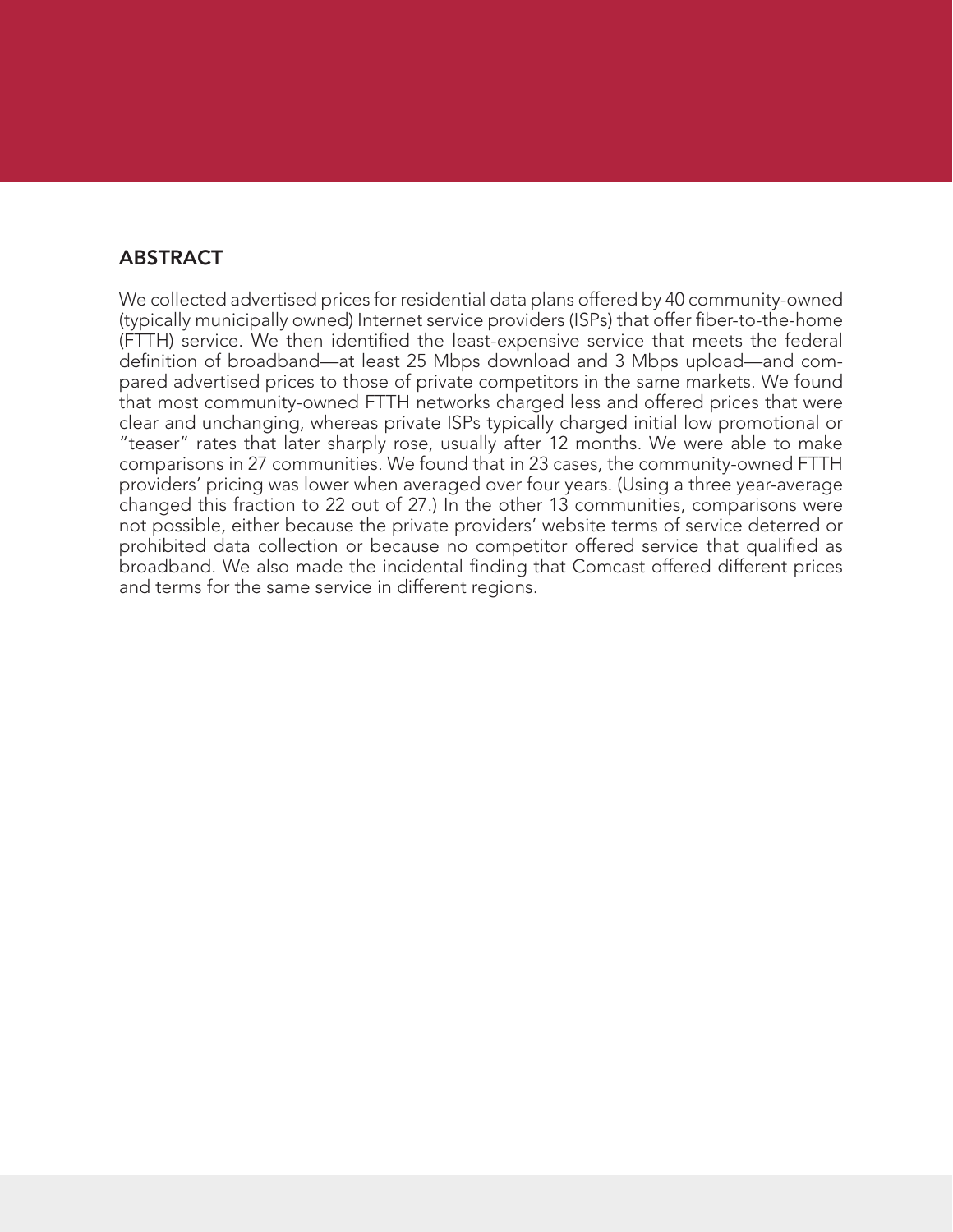## ABSTRACT

We collected advertised prices for residential data plans offered by 40 community-owned (typically municipally owned) Internet service providers (ISPs) that offer fiber-to-the-home (FTTH) service. We then identified the least-expensive service that meets the federal definition of broadband—at least 25 Mbps download and 3 Mbps upload—and compared advertised prices to those of private competitors in the same markets. We found that most community-owned FTTH networks charged less and offered prices that were clear and unchanging, whereas private ISPs typically charged initial low promotional or "teaser" rates that later sharply rose, usually after 12 months. We were able to make comparisons in 27 communities. We found that in 23 cases, the community-owned FTTH providers' pricing was lower when averaged over four years. (Using a three year-average changed this fraction to 22 out of 27.) In the other 13 communities, comparisons were not possible, either because the private providers' website terms of service deterred or prohibited data collection or because no competitor offered service that qualified as broadband. We also made the incidental finding that Comcast offered different prices and terms for the same service in different regions.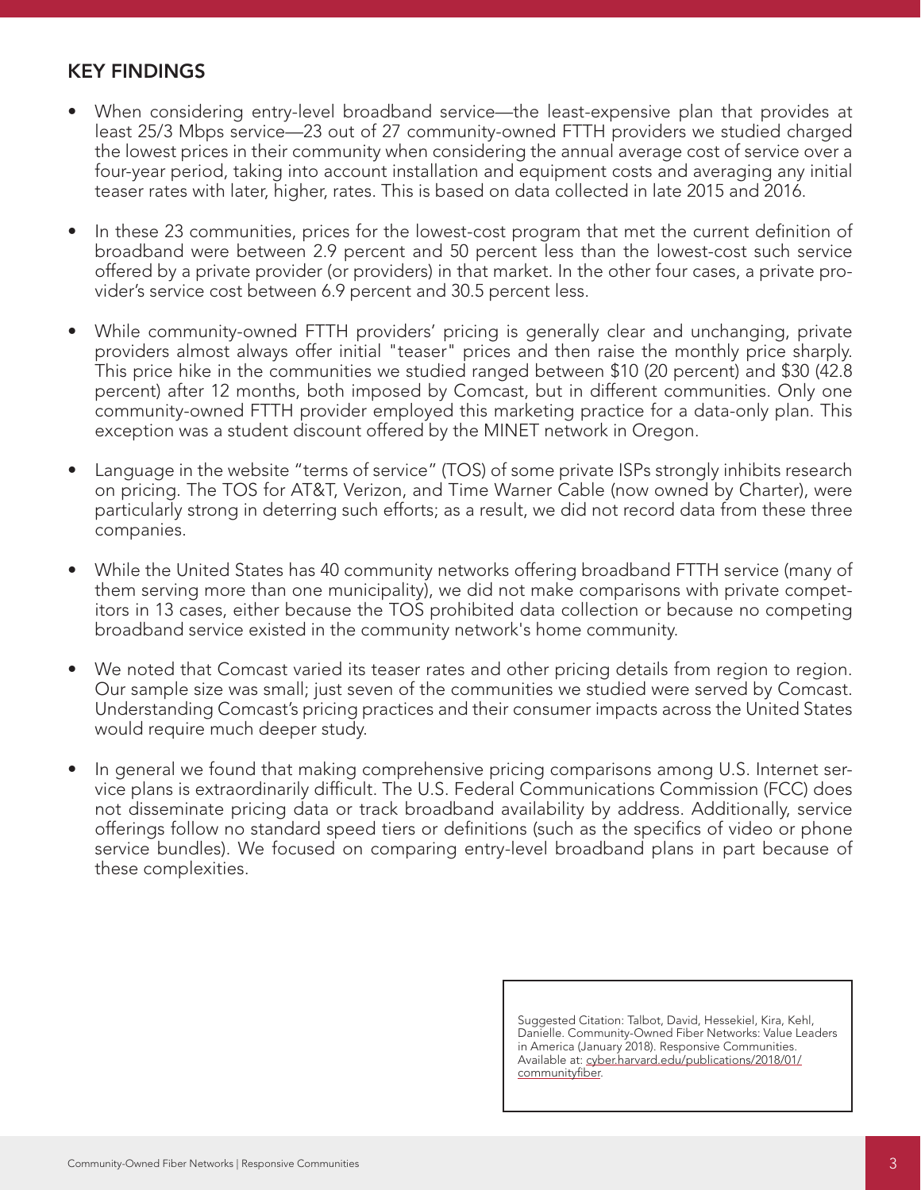## KEY FINDINGS

- When considering entry-level broadband service—the least-expensive plan that provides at least 25/3 Mbps service—23 out of 27 community-owned FTTH providers we studied charged the lowest prices in their community when considering the annual average cost of service over a four-year period, taking into account installation and equipment costs and averaging any initial teaser rates with later, higher, rates. This is based on data collected in late 2015 and 2016.

- In these 23 communities, prices for the lowest-cost program that met the current definition of broadband were between 2.9 percent and 50 percent less than the lowest-cost such service offered by a private provider (or providers) in that market. In the other four cases, a private provider's service cost between 6.9 percent and 30.5 percent less.

- While community-owned FTTH providers' pricing is generally clear and unchanging, private providers almost always offer initial "teaser" prices and then raise the monthly price sharply. This price hike in the communities we studied ranged between $10 (20 percent) and $30 (42.8 percent) after 12 months, both imposed by Comcast, but in different communities. Only one community-owned FTTH provider employed this marketing practice for a data-only plan. This exception was a student discount offered by the MINET network in Oregon.

- Language in the website "terms of service" (TOS) of some private ISPs strongly inhibits research on pricing. The TOS for AT&T, Verizon, and Time Warner Cable (now owned by Charter), were particularly strong in deterring such efforts; as a result, we did not record data from these three companies.

- While the United States has 40 community networks offering broadband FTTH service (many of them serving more than one municipality), we did not make comparisons with private competitors in 13 cases, either because the TOS prohibited data collection or because no competing broadband service existed in the community network's home community.

- We noted that Comcast varied its teaser rates and other pricing details from region to region. Our sample size was small; just seven of the communities we studied were served by Comcast. Understanding Comcast's pricing practices and their consumer impacts across the United States would require much deeper study.

- In general we found that making comprehensive pricing comparisons among U.S. Internet service plans is extraordinarily difficult. The U.S. Federal Communications Commission (FCC) does not disseminate pricing data or track broadband availability by address. Additionally, service offerings follow no standard speed tiers or definitions (such as the specifics of video or phone service bundles). We focused on comparing entry-level broadband plans in part because of these complexities.

Suggested Citation: Talbot, David, Hessekiel, Kira, Kehl, Danielle. Community-Owned Fiber Networks: Value Leaders in America (January 2018). Responsive Communities. Available at: cyber.harvard.edu/publications/2018/01/communityfiber.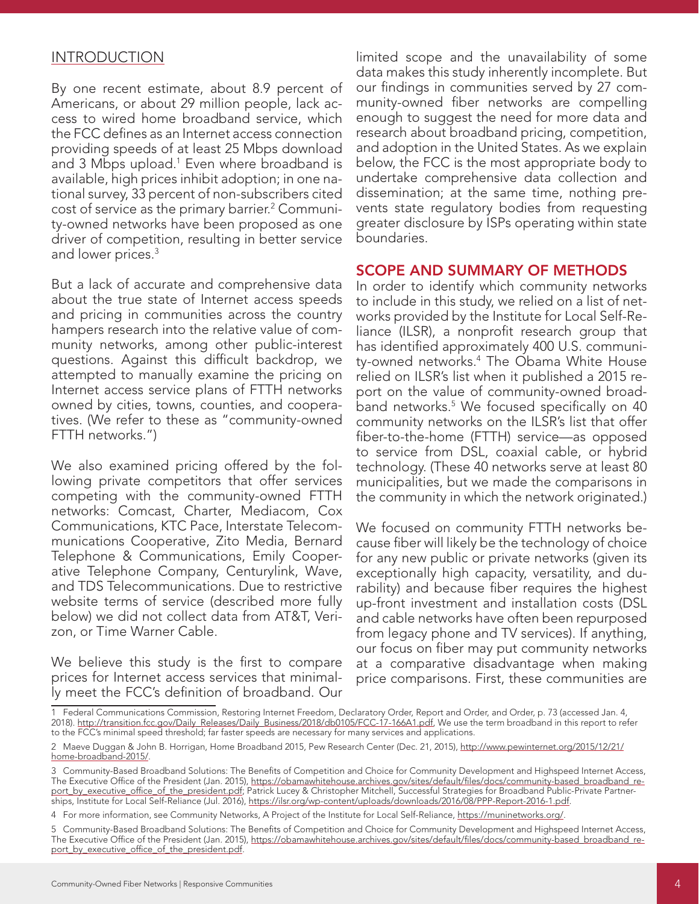## INTRODUCTION

By one recent estimate, about 8.9 percent of Americans, or about 29 million people, lack access to wired home broadband service, which the FCC defines as an Internet access connection providing speeds of at least 25 Mbps download and 3 Mbps upload.[1] Even where broadband is available, high prices inhibit adoption; in one national survey, 33 percent of non-subscribers cited cost of service as the primary barrier.[2] Community-owned networks have been proposed as one driver of competition, resulting in better service and lower prices.[3]

But a lack of accurate and comprehensive data about the true state of Internet access speeds and pricing in communities across the country hampers research into the relative value of community networks, among other public-interest questions. Against this difficult backdrop, we attempted to manually examine the pricing on Internet access service plans of FTTH networks owned by cities, towns, counties, and cooperatives. (We refer to these as "community-owned FTTH networks.")

We also examined pricing offered by the following private competitors that offer services competing with the community-owned FTTH networks: Comcast, Charter, Mediacom, Cox Communications, KTC Pace, Interstate Telecommunications Cooperative, Zito Media, Bernard Telephone & Communications, Emily Cooperative Telephone Company, Centurylink, Wave, and TDS Telecommunications. Due to restrictive website terms of service (described more fully below) we did not collect data from AT&T, Verizon, or Time Warner Cable.

We believe this study is the first to compare prices for Internet access services that minimally meet the FCC's definition of broadband. Our limited scope and the unavailability of some data makes this study inherently incomplete. But our findings in communities served by 27 community-owned fiber networks are compelling enough to suggest the need for more data and research about broadband pricing, competition, and adoption in the United States. As we explain below, the FCC is the most appropriate body to undertake comprehensive data collection and dissemination; at the same time, nothing prevents state regulatory bodies from requesting greater disclosure by ISPs operating within state boundaries.

## SCOPE AND SUMMARY OF METHODS

In order to identify which community networks to include in this study, we relied on a list of networks provided by the Institute for Local Self-Reliance (ILSR), a nonprofit research group that has identified approximately 400 U.S. community-owned networks.[4] The Obama White House relied on ILSR's list when it published a 2015 report on the value of community-owned broadband networks.[5] We focused specifically on 40 community networks on the ILSR's list that offer fiber-to-the-home (FTTH) service—as opposed to service from DSL, coaxial cable, or hybrid technology. (These 40 networks serve at least 80 municipalities, but we made the comparisons in the community in which the network originated.)

We focused on community FTTH networks because fiber will likely be the technology of choice for any new public or private networks (given its exceptionally high capacity, versatility, and durability) and because fiber requires the highest up-front investment and installation costs (DSL and cable networks have often been repurposed from legacy phone and TV services). If anything, our focus on fiber may put community networks at a comparative disadvantage when making price comparisons. First, these communities are

---

1 Federal Communications Commission, Restoring Internet Freedom, Declaratory Order, Report and Order, and Order, p. 73 (accessed Jan. 4, 2018). http://transition.fcc.gov/Daily_Releases/Daily_Business/2018/db0105/FCC-17-166A1.pdf, We use the term broadband in this report to refer to the FCC's minimal speed threshold; far faster speeds are necessary for many services and applications.

2 Maeve Duggan & John B. Horrigan, Home Broadband 2015, Pew Research Center (Dec. 21, 2015), http://www.pewinternet.org/2015/12/21/home-broadband-2015/.

3 Community-Based Broadband Solutions: The Benefits of Competition and Choice for Community Development and Highspeed Internet Access, The Executive Office of the President (Jan. 2015), https://obamawhitehouse.archives.gov/sites/default/files/docs/community-based_broadband_report_by_executive_office_of_the_president.pdf; Patrick Lucey & Christopher Mitchell, Successful Strategies for Broadband Public-Private Partnerships, Institute for Local Self-Reliance (Jul. 2016), https://ilsr.org/wp-content/uploads/downloads/2016/08/PPP-Report-2016-1.pdf.

4 For more information, see Community Networks, A Project of the Institute for Local Self-Reliance, https://muninetworks.org/.

5 Community-Based Broadband Solutions: The Benefits of Competition and Choice for Community Development and Highspeed Internet Access, The Executive Office of the President (Jan. 2015), https://obamawhitehouse.archives.gov/sites/default/files/docs/community-based_broadband_report_by_executive_office_of_the_president.pdf.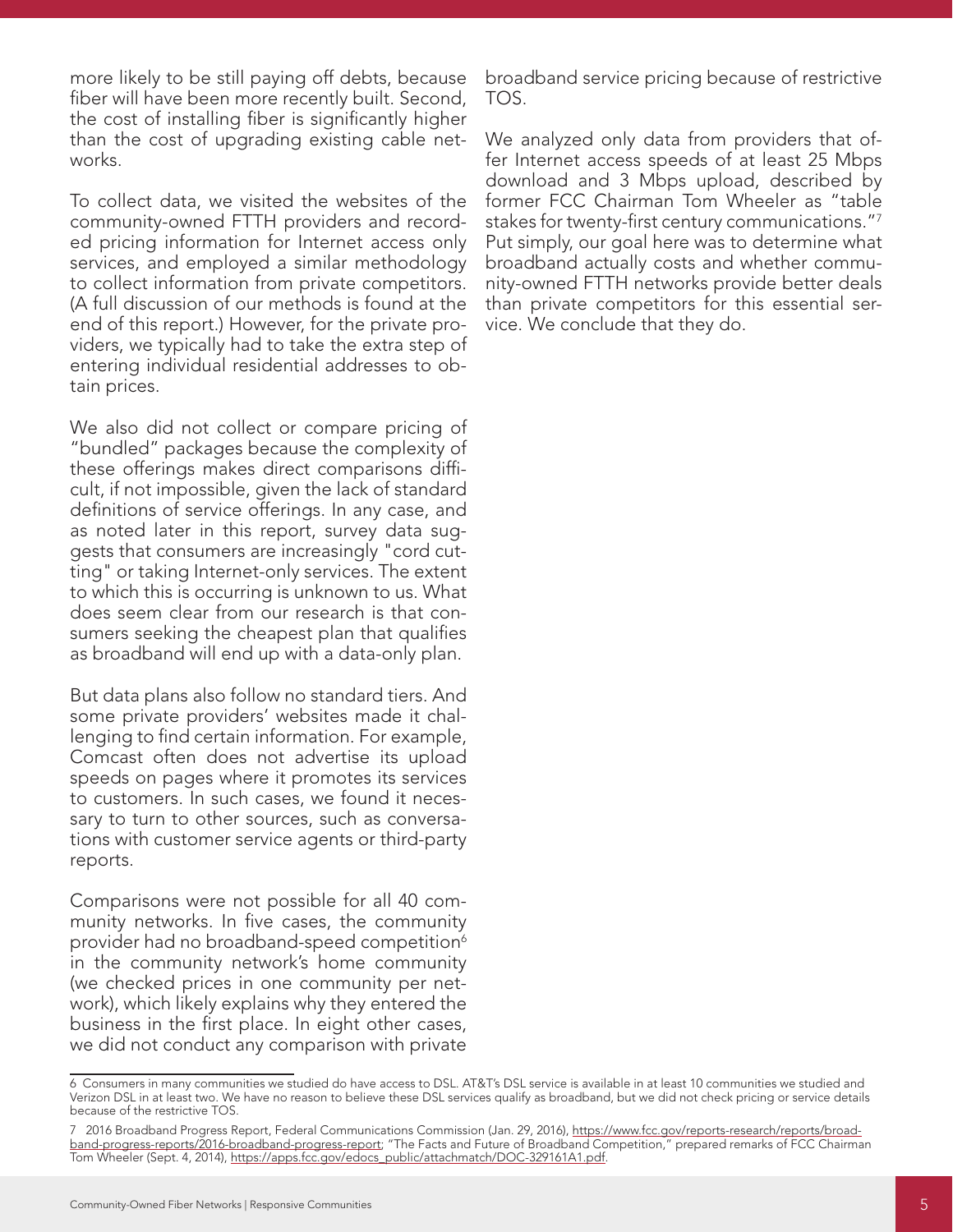more likely to be still paying off debts, because fiber will have been more recently built. Second, the cost of installing fiber is significantly higher than the cost of upgrading existing cable networks.

To collect data, we visited the websites of the community-owned FTTH providers and recorded pricing information for Internet access only services, and employed a similar methodology to collect information from private competitors. (A full discussion of our methods is found at the end of this report.) However, for the private providers, we typically had to take the extra step of entering individual residential addresses to obtain prices.

We also did not collect or compare pricing of "bundled" packages because the complexity of these offerings makes direct comparisons difficult, if not impossible, given the lack of standard definitions of service offerings. In any case, and as noted later in this report, survey data suggests that consumers are increasingly "cord cutting" or taking Internet-only services. The extent to which this is occurring is unknown to us. What does seem clear from our research is that consumers seeking the cheapest plan that qualifies as broadband will end up with a data-only plan.

But data plans also follow no standard tiers. And some private providers' websites made it challenging to find certain information. For example, Comcast often does not advertise its upload speeds on pages where it promotes its services to customers. In such cases, we found it necessary to turn to other sources, such as conversations with customer service agents or third-party reports.

Comparisons were not possible for all 40 community networks. In five cases, the community provider had no broadband-speed competition[6] in the community network's home community (we checked prices in one community per network), which likely explains why they entered the business in the first place. In eight other cases, we did not conduct any comparison with private broadband service pricing because of restrictive TOS.

We analyzed only data from providers that offer Internet access speeds of at least 25 Mbps download and 3 Mbps upload, described by former FCC Chairman Tom Wheeler as "table stakes for twenty-first century communications."[7] Put simply, our goal here was to determine what broadband actually costs and whether community-owned FTTH networks provide better deals than private competitors for this essential service. We conclude that they do.

---

6 Consumers in many communities we studied do have access to DSL. AT&T's DSL service is available in at least 10 communities we studied and Verizon DSL in at least two. We have no reason to believe these DSL services qualify as broadband, but we did not check pricing or service details because of the restrictive TOS.

7 2016 Broadband Progress Report, Federal Communications Commission (Jan. 29, 2016), https://www.fcc.gov/reports-research/reports/broadband-progress-reports/2016-broadband-progress-report; "The Facts and Future of Broadband Competition," prepared remarks of FCC Chairman Tom Wheeler (Sept. 4, 2014), https://apps.fcc.gov/edocs_public/attachmatch/DOC-329161A1.pdf.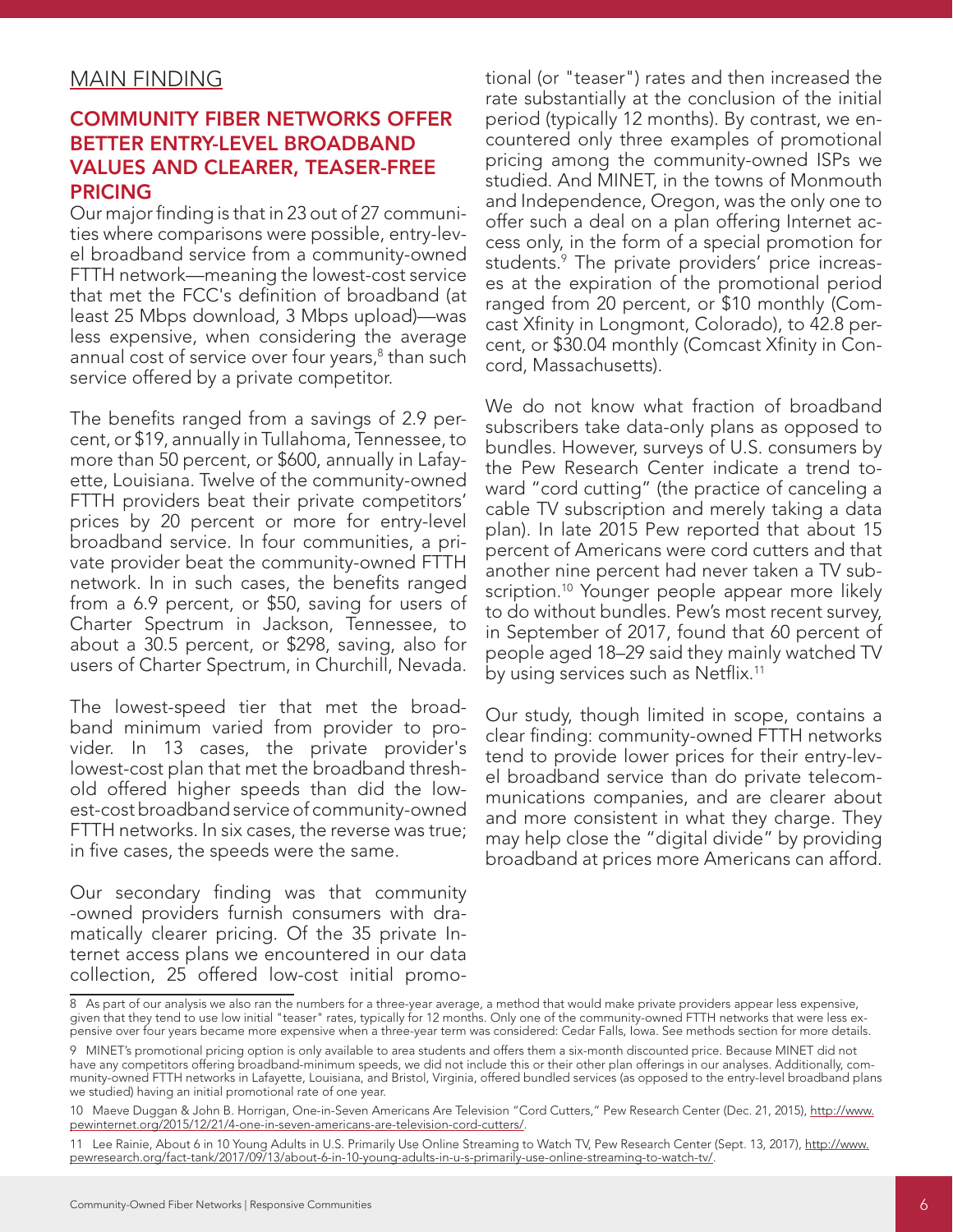## MAIN FINDING

### COMMUNITY FIBER NETWORKS OFFER BETTER ENTRY-LEVEL BROADBAND VALUES AND CLEARER, TEASER-FREE PRICING

Our major finding is that in 23 out of 27 communities where comparisons were possible, entry-level broadband service from a community-owned FTTH network—meaning the lowest-cost service that met the FCC's definition of broadband (at least 25 Mbps download, 3 Mbps upload)—was less expensive, when considering the average annual cost of service over four years,[8] than such service offered by a private competitor.

The benefits ranged from a savings of 2.9 percent, or $19, annually in Tullahoma, Tennessee, to more than 50 percent, or $600, annually in Lafayette, Louisiana. Twelve of the community-owned FTTH providers beat their private competitors' prices by 20 percent or more for entry-level broadband service. In four communities, a private provider beat the community-owned FTTH network. In in such cases, the benefits ranged from a 6.9 percent, or $50, saving for users of Charter Spectrum in Jackson, Tennessee, to about a 30.5 percent, or $298, saving, also for users of Charter Spectrum, in Churchill, Nevada.

The lowest-speed tier that met the broadband minimum varied from provider to provider. In 13 cases, the private provider's lowest-cost plan that met the broadband threshold offered higher speeds than did the lowest-cost broadband service of community-owned FTTH networks. In six cases, the reverse was true; in five cases, the speeds were the same.

Our secondary finding was that community -owned providers furnish consumers with dramatically clearer pricing. Of the 35 private Internet access plans we encountered in our data collection, 25 offered low-cost initial promotional (or "teaser") rates and then increased the rate substantially at the conclusion of the initial period (typically 12 months). By contrast, we encountered only three examples of promotional pricing among the community-owned ISPs we studied. And MINET, in the towns of Monmouth and Independence, Oregon, was the only one to offer such a deal on a plan offering Internet access only, in the form of a special promotion for students.[9] The private providers' price increases at the expiration of the promotional period ranged from 20 percent, or $10 monthly (Comcast Xfinity in Longmont, Colorado), to 42.8 percent, or $30.04 monthly (Comcast Xfinity in Concord, Massachusetts).

We do not know what fraction of broadband subscribers take data-only plans as opposed to bundles. However, surveys of U.S. consumers by the Pew Research Center indicate a trend toward "cord cutting" (the practice of canceling a cable TV subscription and merely taking a data plan). In late 2015 Pew reported that about 15 percent of Americans were cord cutters and that another nine percent had never taken a TV subscription.[10] Younger people appear more likely to do without bundles. Pew's most recent survey, in September of 2017, found that 60 percent of people aged 18–29 said they mainly watched TV by using services such as Netflix.[11]

Our study, though limited in scope, contains a clear finding: community-owned FTTH networks tend to provide lower prices for their entry-level broadband service than do private telecommunications companies, and are clearer about and more consistent in what they charge. They may help close the "digital divide" by providing broadband at prices more Americans can afford.

---

8 As part of our analysis we also ran the numbers for a three-year average, a method that would make private providers appear less expensive, given that they tend to use low initial "teaser" rates, typically for 12 months. Only one of the community-owned FTTH networks that were less expensive over four years became more expensive when a three-year term was considered: Cedar Falls, Iowa. See methods section for more details.

9 MINET's promotional pricing option is only available to area students and offers them a six-month discounted price. Because MINET did not have any competitors offering broadband-minimum speeds, we did not include this or their other plan offerings in our analyses. Additionally, community-owned FTTH networks in Lafayette, Louisiana, and Bristol, Virginia, offered bundled services (as opposed to the entry-level broadband plans we studied) having an initial promotional rate of one year.

10 Maeve Duggan & John B. Horrigan, One-in-Seven Americans Are Television "Cord Cutters," Pew Research Center (Dec. 21, 2015), http://www.pewinternet.org/2015/12/21/4-one-in-seven-americans-are-television-cord-cutters/.

11 Lee Rainie, About 6 in 10 Young Adults in U.S. Primarily Use Online Streaming to Watch TV, Pew Research Center (Sept. 13, 2017), http://www.pewresearch.org/fact-tank/2017/09/13/about-6-in-10-young-adults-in-u-s-primarily-use-online-streaming-to-watch-tv/.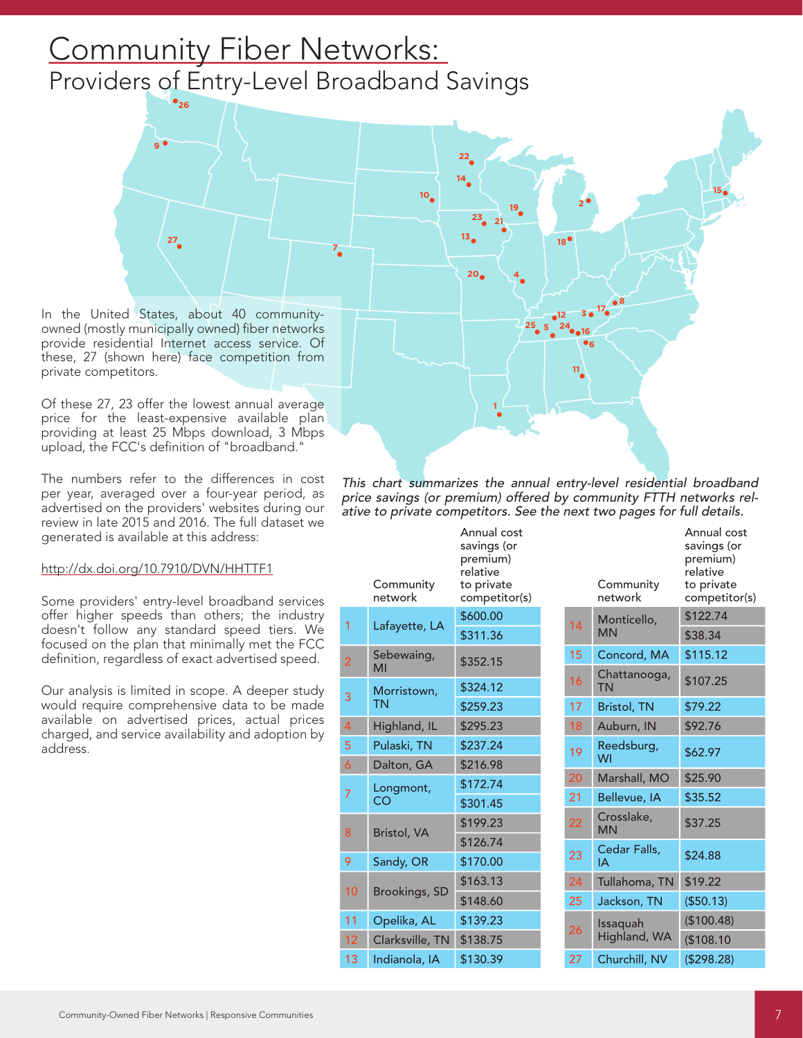# Community Fiber Networks:

## Providers of Entry-Level Broadband Savings

In the United States, about 40 community-owned (mostly municipally owned) fiber networks provide residential Internet access service. Of these, 27 (shown here) face competition from private competitors.

Of these 27, 23 offer the lowest annual average price for the least-expensive available plan providing at least 25 Mbps download, 3 Mbps upload, the FCC's definition of "broadband."

The numbers refer to the differences in cost per year, averaged over a four-year period, as advertised on the providers' websites during our review in late 2015 and 2016. The full dataset we generated is available at this address:

http://dx.doi.org/10.7910/DVN/HHTTF1

Some providers' entry-level broadband services offer higher speeds than others; the industry doesn't follow any standard speed tiers. We focused on the plan that minimally met the FCC definition, regardless of exact advertised speed.

Our analysis is limited in scope. A deeper study would require comprehensive data to be made available on advertised prices, actual prices charged, and service availability and adoption by address.

*This chart summarizes the annual entry-level residential broadband price savings (or premium) offered by community FTTH networks relative to private competitors. See the next two pages for full details.*

| # | Community network | Annual cost savings (or premium) relative to private competitor(s) |
|---|---|---|
| 1 | Lafayette, LA | $600.00 |
| | | $311.36 |
| 2 | Sebewaing, MI | $352.15 |
| 3 | Morristown, TN | $324.12 |
| | | $259.23 |
| 4 | Highland, IL | $295.23 |
| 5 | Pulaski, TN | $237.24 |
| 6 | Dalton, GA | $216.98 |
| 7 | Longmont, CO | $172.74 |
| | | $301.45 |
| 8 | Bristol, VA | $199.23 |
| | | $126.74 |
| 9 | Sandy, OR | $170.00 |
| 10 | Brookings, SD | $163.13 |
| | | $148.60 |
| 11 | Opelika, AL | $139.23 |
| 12 | Clarksville, TN | $138.75 |
| 13 | Indianola, IA | $130.39 |
| 14 | Monticello, MN | $122.74 |
| | | $38.34 |
| 15 | Concord, MA | $115.12 |
| 16 | Chattanooga, TN | $107.25 |
| 17 | Bristol, TN | $79.22 |
| 18 | Auburn, IN | $92.76 |
| 19 | Reedsburg, WI | $62.97 |
| 20 | Marshall, MO | $25.90 |
| 21 | Bellevue, IA | $35.52 |
| 22 | Crosslake, MN | $37.25 |
| 23 | Cedar Falls, IA | $24.88 |
| 24 | Tullahoma, TN | $19.22 |
| 25 | Jackson, TN | ($50.13) |
| 26 | Issaquah Highland, WA | ($100.48) |
| | | ($108.10) |
| 27 | Churchill, NV | ($298.28) |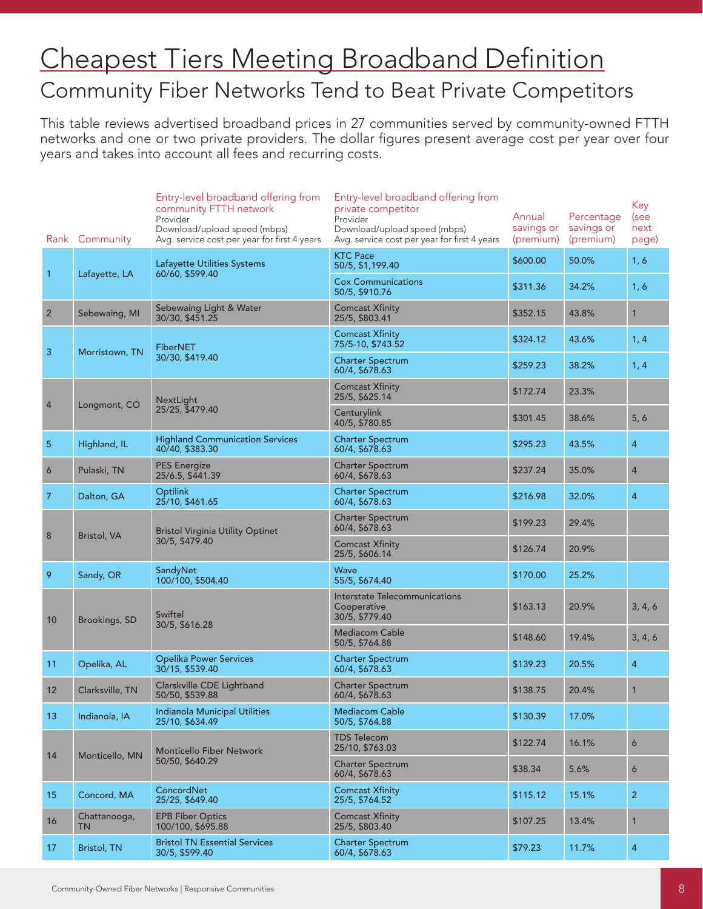# Cheapest Tiers Meeting Broadband Definition

## Community Fiber Networks Tend to Beat Private Competitors

This table reviews advertised broadband prices in 27 communities served by community-owned FTTH networks and one or two private providers. The dollar figures present average cost per year over four years and takes into account all fees and recurring costs.

| Rank | Community | Entry-level broadband offering from community FTTH network<br>Provider<br>Download/upload speed (mbps)<br>Avg. service cost per year for first 4 years | Entry-level broadband offering from private competitor<br>Provider<br>Download/upload speed (mbps)<br>Avg. service cost per year for first 4 years | Annual savings or (premium) | Percentage savings or (premium) | Key (see next page) |
|---|---|---|---|---|---|---|
| 1 | Lafayette, LA | Lafayette Utilities Systems<br>60/60, $599.40 | KTC Pace<br>50/5, $1,199.40 | $600.00 | 50.0% | 1, 6 |
| | | | Cox Communications<br>50/5, $910.76 | $311.36 | 34.2% | 1, 6 |
| 2 | Sebewaing, MI | Sebewaing Light & Water<br>30/30, $451.25 | Comcast Xfinity<br>25/5, $803.41 | $352.15 | 43.8% | 1 |
| 3 | Morristown, TN | FiberNET<br>30/30, $419.40 | Comcast Xfinity<br>75/5-10, $743.52 | $324.12 | 43.6% | 1, 4 |
| | | | Charter Spectrum<br>60/4, $678.63 | $259.23 | 38.2% | 1, 4 |
| 4 | Longmont, CO | NextLight<br>25/25, $479.40 | Comcast Xfinity<br>25/5, $625.14 | $172.74 | 23.3% | |
| | | | Centurylink<br>40/5, $780.85 | $301.45 | 38.6% | 5, 6 |
| 5 | Highland, IL | Highland Communication Services<br>40/40, $383.30 | Charter Spectrum<br>60/4, $678.63 | $295.23 | 43.5% | 4 |
| 6 | Pulaski, TN | PES Energize<br>25/6.5, $441.39 | Charter Spectrum<br>60/4, $678.63 | $237.24 | 35.0% | 4 |
| 7 | Dalton, GA | Optilink<br>25/10, $461.65 | Charter Spectrum<br>60/4, $678.63 | $216.98 | 32.0% | 4 |
| 8 | Bristol, VA | Bristol Virginia Utility Optinet<br>30/5, $479.40 | Charter Spectrum<br>60/4, $678.63 | $199.23 | 29.4% | |
| | | | Comcast Xfinity<br>25/5, $606.14 | $126.74 | 20.9% | |
| 9 | Sandy, OR | SandyNet<br>100/100, $504.40 | Wave<br>55/5, $674.40 | $170.00 | 25.2% | |
| 10 | Brookings, SD | Swiftel<br>30/5, $616.28 | Interstate Telecommunications Cooperative<br>30/5, $779.40 | $163.13 | 20.9% | 3, 4, 6 |
| | | | Mediacom Cable<br>50/5, $764.88 | $148.60 | 19.4% | 3, 4, 6 |
| 11 | Opelika, AL | Opelika Power Services<br>30/15, $539.40 | Charter Spectrum<br>60/4, $678.63 | $139.23 | 20.5% | 4 |
| 12 | Clarksville, TN | Clarskville CDE Lightband<br>50/50, $539.88 | Charter Spectrum<br>60/4, $678.63 | $138.75 | 20.4% | 1 |
| 13 | Indianola, IA | Indianola Municipal Utilities<br>25/10, $634.49 | Mediacom Cable<br>50/5, $764.88 | $130.39 | 17.0% | |
| 14 | Monticello, MN | Monticello Fiber Network<br>50/50, $640.29 | TDS Telecom<br>25/10, $763.03 | $122.74 | 16.1% | 6 |
| | | | Charter Spectrum<br>60/4, $678.63 | $38.34 | 5.6% | 6 |
| 15 | Concord, MA | ConcordNet<br>25/25, $649.40 | Comcast Xfinity<br>25/5, $764.52 | $115.12 | 15.1% | 2 |
| 16 | Chattanooga, TN | EPB Fiber Optics<br>100/100, $695.88 | Comcast Xfinity<br>25/5, $803.40 | $107.25 | 13.4% | 1 |
| 17 | Bristol, TN | Bristol TN Essential Services<br>30/5, $599.40 | Charter Spectrum<br>60/4, $678.63 | $79.23 | 11.7% | 4 |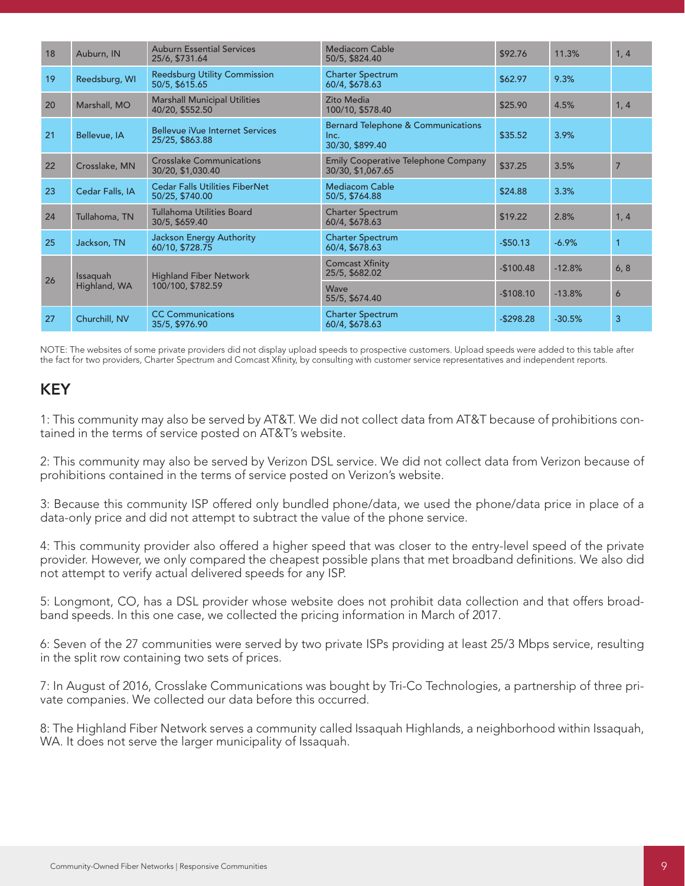| | | | | | | |
|---|---|---|---|---|---|---|
| 18 | Auburn, IN | Auburn Essential Services 25/6, $731.64 | Mediacom Cable 50/5, $824.40 | $92.76 | 11.3% | 1, 4 |
| 19 | Reedsburg, WI | Reedsburg Utility Commission 50/5, $615.65 | Charter Spectrum 60/4, $678.63 | $62.97 | 9.3% | |
| 20 | Marshall, MO | Marshall Municipal Utilities 40/20, $552.50 | Zito Media 100/10, $578.40 | $25.90 | 4.5% | 1, 4 |
| 21 | Bellevue, IA | Bellevue iVue Internet Services 25/25, $863.88 | Bernard Telephone & Communications Inc. 30/30, $899.40 | $35.52 | 3.9% | |
| 22 | Crosslake, MN | Crosslake Communications 30/20, $1,030.40 | Emily Cooperative Telephone Company 30/30, $1,067.65 | $37.25 | 3.5% | 7 |
| 23 | Cedar Falls, IA | Cedar Falls Utilities FiberNet 50/25, $740.00 | Mediacom Cable 50/5, $764.88 | $24.88 | 3.3% | |
| 24 | Tullahoma, TN | Tullahoma Utilities Board 30/5, $659.40 | Charter Spectrum 60/4, $678.63 | $19.22 | 2.8% | 1, 4 |
| 25 | Jackson, TN | Jackson Energy Authority 60/10, $728.75 | Charter Spectrum 60/4, $678.63 | -$50.13 | -6.9% | 1 |
| 26 | Issaquah Highland, WA | Highland Fiber Network 100/100, $782.59 | Comcast Xfinity 25/5, $682.02 | -$100.48 | -12.8% | 6, 8 |
| | | | Wave 55/5, $674.40 | -$108.10 | -13.8% | 6 |
| 27 | Churchill, NV | CC Communications 35/5, $976.90 | Charter Spectrum 60/4, $678.63 | -$298.28 | -30.5% | 3 |

NOTE: The websites of some private providers did not display upload speeds to prospective customers. Upload speeds were added to this table after the fact for two providers, Charter Spectrum and Comcast Xfinity, by consulting with customer service representatives and independent reports.

## KEY

1: This community may also be served by AT&T. We did not collect data from AT&T because of prohibitions contained in the terms of service posted on AT&T's website.

2: This community may also be served by Verizon DSL service. We did not collect data from Verizon because of prohibitions contained in the terms of service posted on Verizon's website.

3: Because this community ISP offered only bundled phone/data, we used the phone/data price in place of a data-only price and did not attempt to subtract the value of the phone service.

4: This community provider also offered a higher speed that was closer to the entry-level speed of the private provider. However, we only compared the cheapest possible plans that met broadband definitions. We also did not attempt to verify actual delivered speeds for any ISP.

5: Longmont, CO, has a DSL provider whose website does not prohibit data collection and that offers broadband speeds. In this one case, we collected the pricing information in March of 2017.

6: Seven of the 27 communities were served by two private ISPs providing at least 25/3 Mbps service, resulting in the split row containing two sets of prices.

7: In August of 2016, Crosslake Communications was bought by Tri-Co Technologies, a partnership of three private companies. We collected our data before this occurred.

8: The Highland Fiber Network serves a community called Issaquah Highlands, a neighborhood within Issaquah, WA. It does not serve the larger municipality of Issaquah.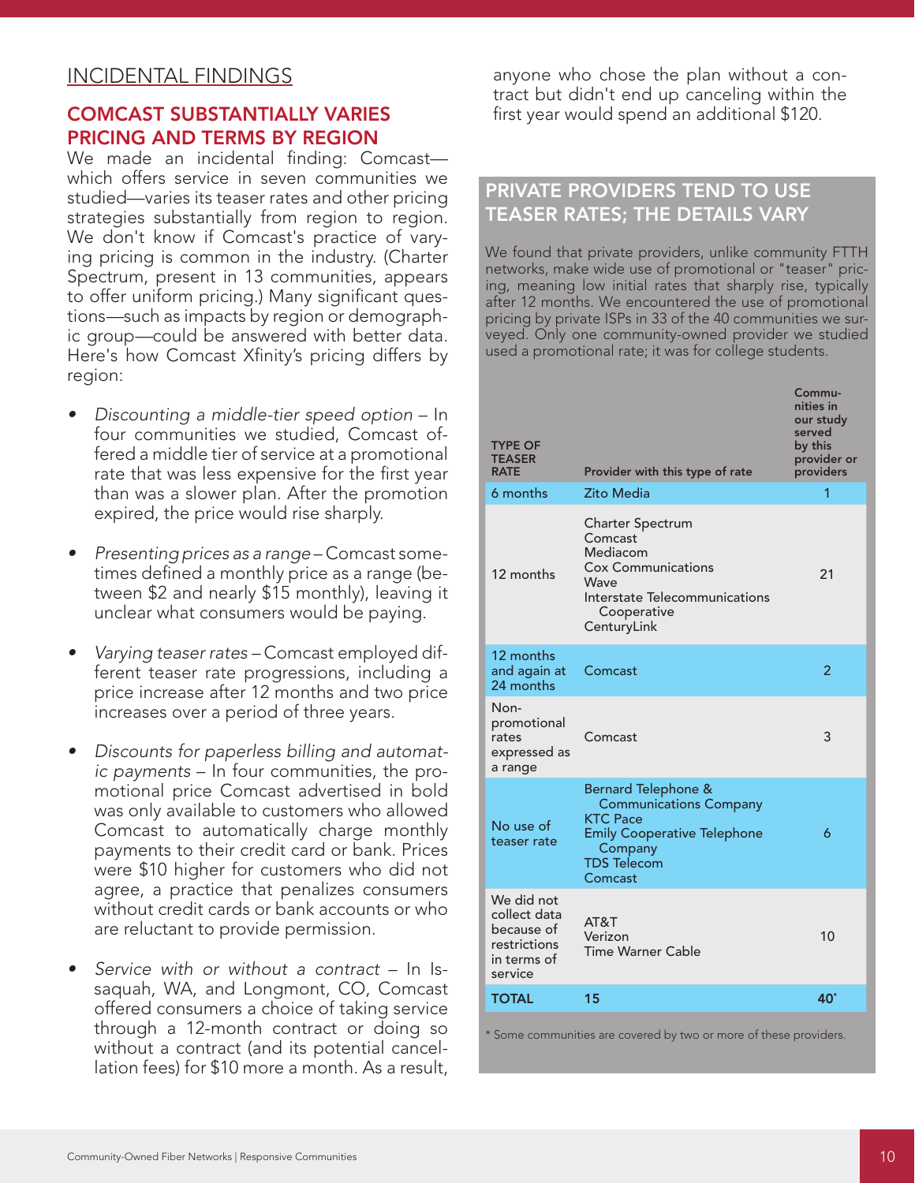## INCIDENTAL FINDINGS

### COMCAST SUBSTANTIALLY VARIES PRICING AND TERMS BY REGION

We made an incidental finding: Comcast—which offers service in seven communities we studied—varies its teaser rates and other pricing strategies substantially from region to region. We don't know if Comcast's practice of varying pricing is common in the industry. (Charter Spectrum, present in 13 communities, appears to offer uniform pricing.) Many significant questions—such as impacts by region or demographic group—could be answered with better data. Here's how Comcast Xfinity's pricing differs by region:

- *Discounting a middle-tier speed option* – In four communities we studied, Comcast offered a middle tier of service at a promotional rate that was less expensive for the first year than was a slower plan. After the promotion expired, the price would rise sharply.
- *Presenting prices as a range* – Comcast sometimes defined a monthly price as a range (between $2 and nearly $15 monthly), leaving it unclear what consumers would be paying.
- *Varying teaser rates* – Comcast employed different teaser rate progressions, including a price increase after 12 months and two price increases over a period of three years.
- *Discounts for paperless billing and automatic payments* – In four communities, the promotional price Comcast advertised in bold was only available to customers who allowed Comcast to automatically charge monthly payments to their credit card or bank. Prices were $10 higher for customers who did not agree, a practice that penalizes consumers without credit cards or bank accounts or who are reluctant to provide permission.
- *Service with or without a contract* – In Issaquah, WA, and Longmont, CO, Comcast offered consumers a choice of taking service through a 12-month contract or doing so without a contract (and its potential cancellation fees) for $10 more a month. As a result, anyone who chose the plan without a contract but didn't end up canceling within the first year would spend an additional $120.

### PRIVATE PROVIDERS TEND TO USE TEASER RATES; THE DETAILS VARY

We found that private providers, unlike community FTTH networks, make wide use of promotional or "teaser" pricing, meaning low initial rates that sharply rise, typically after 12 months. We encountered the use of promotional pricing by private ISPs in 33 of the 40 communities we surveyed. Only one community-owned provider we studied used a promotional rate; it was for college students.

| TYPE OF TEASER RATE | Provider with this type of rate | Communities in our study served by this provider or providers |
|---|---|---|
| 6 months | Zito Media | 1 |
| 12 months | Charter Spectrum<br>Comcast<br>Mediacom<br>Cox Communications<br>Wave<br>Interstate Telecommunications Cooperative<br>CenturyLink | 21 |
| 12 months and again at 24 months | Comcast | 2 |
| Non-promotional rates expressed as a range | Comcast | 3 |
| No use of teaser rate | Bernard Telephone & Communications Company<br>KTC Pace<br>Emily Cooperative Telephone Company<br>TDS Telecom<br>Comcast | 6 |
| We did not collect data because of restrictions in terms of service | AT&T<br>Verizon<br>Time Warner Cable | 10 |
| **TOTAL** | **15** | **40*** |

\* Some communities are covered by two or more of these providers.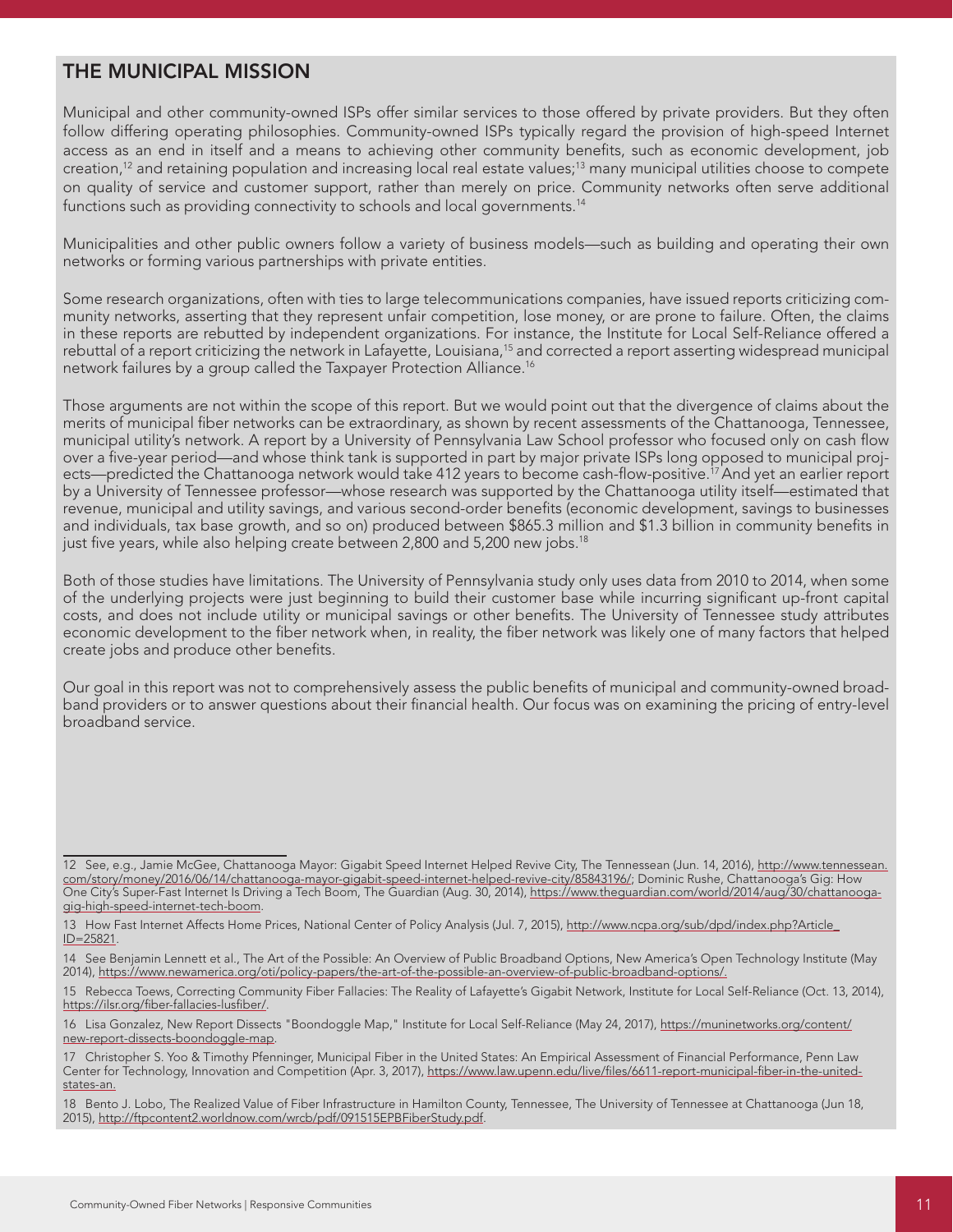## THE MUNICIPAL MISSION

Municipal and other community-owned ISPs offer similar services to those offered by private providers. But they often follow differing operating philosophies. Community-owned ISPs typically regard the provision of high-speed Internet access as an end in itself and a means to achieving other community benefits, such as economic development, job creation,[12] and retaining population and increasing local real estate values;[13] many municipal utilities choose to compete on quality of service and customer support, rather than merely on price. Community networks often serve additional functions such as providing connectivity to schools and local governments.[14]

Municipalities and other public owners follow a variety of business models—such as building and operating their own networks or forming various partnerships with private entities.

Some research organizations, often with ties to large telecommunications companies, have issued reports criticizing community networks, asserting that they represent unfair competition, lose money, or are prone to failure. Often, the claims in these reports are rebutted by independent organizations. For instance, the Institute for Local Self-Reliance offered a rebuttal of a report criticizing the network in Lafayette, Louisiana,[15] and corrected a report asserting widespread municipal network failures by a group called the Taxpayer Protection Alliance.[16]

Those arguments are not within the scope of this report. But we would point out that the divergence of claims about the merits of municipal fiber networks can be extraordinary, as shown by recent assessments of the Chattanooga, Tennessee, municipal utility's network. A report by a University of Pennsylvania Law School professor who focused only on cash flow over a five-year period—and whose think tank is supported in part by major private ISPs long opposed to municipal projects—predicted the Chattanooga network would take 412 years to become cash-flow-positive.[17] And yet an earlier report by a University of Tennessee professor—whose research was supported by the Chattanooga utility itself—estimated that revenue, municipal and utility savings, and various second-order benefits (economic development, savings to businesses and individuals, tax base growth, and so on) produced between $865.3 million and $1.3 billion in community benefits in just five years, while also helping create between 2,800 and 5,200 new jobs.[18]

Both of those studies have limitations. The University of Pennsylvania study only uses data from 2010 to 2014, when some of the underlying projects were just beginning to build their customer base while incurring significant up-front capital costs, and does not include utility or municipal savings or other benefits. The University of Tennessee study attributes economic development to the fiber network when, in reality, the fiber network was likely one of many factors that helped create jobs and produce other benefits.

Our goal in this report was not to comprehensively assess the public benefits of municipal and community-owned broadband providers or to answer questions about their financial health. Our focus was on examining the pricing of entry-level broadband service.

---

12 See, e.g., Jamie McGee, Chattanooga Mayor: Gigabit Speed Internet Helped Revive City, The Tennessean (Jun. 14, 2016), http://www.tennessean.com/story/money/2016/06/14/chattanooga-mayor-gigabit-speed-internet-helped-revive-city/85843196/; Dominic Rushe, Chattanooga's Gig: How One City's Super-Fast Internet Is Driving a Tech Boom, The Guardian (Aug. 30, 2014), https://www.theguardian.com/world/2014/aug/30/chattanooga-gig-high-speed-internet-tech-boom.

13 How Fast Internet Affects Home Prices, National Center of Policy Analysis (Jul. 7, 2015), http://www.ncpa.org/sub/dpd/index.php?Article_ID=25821.

14 See Benjamin Lennett et al., The Art of the Possible: An Overview of Public Broadband Options, New America's Open Technology Institute (May 2014), https://www.newamerica.org/oti/policy-papers/the-art-of-the-possible-an-overview-of-public-broadband-options/.

15 Rebecca Toews, Correcting Community Fiber Fallacies: The Reality of Lafayette's Gigabit Network, Institute for Local Self-Reliance (Oct. 13, 2014), https://ilsr.org/fiber-fallacies-lusfiber/.

16 Lisa Gonzalez, New Report Dissects "Boondoggle Map," Institute for Local Self-Reliance (May 24, 2017), https://muninetworks.org/content/new-report-dissects-boondoggle-map.

17 Christopher S. Yoo & Timothy Pfenninger, Municipal Fiber in the United States: An Empirical Assessment of Financial Performance, Penn Law Center for Technology, Innovation and Competition (Apr. 3, 2017), https://www.law.upenn.edu/live/files/6611-report-municipal-fiber-in-the-united-states-an.

18 Bento J. Lobo, The Realized Value of Fiber Infrastructure in Hamilton County, Tennessee, The University of Tennessee at Chattanooga (Jun 18, 2015), http://ftpcontent2.worldnow.com/wrcb/pdf/091515EPBFiberStudy.pdf.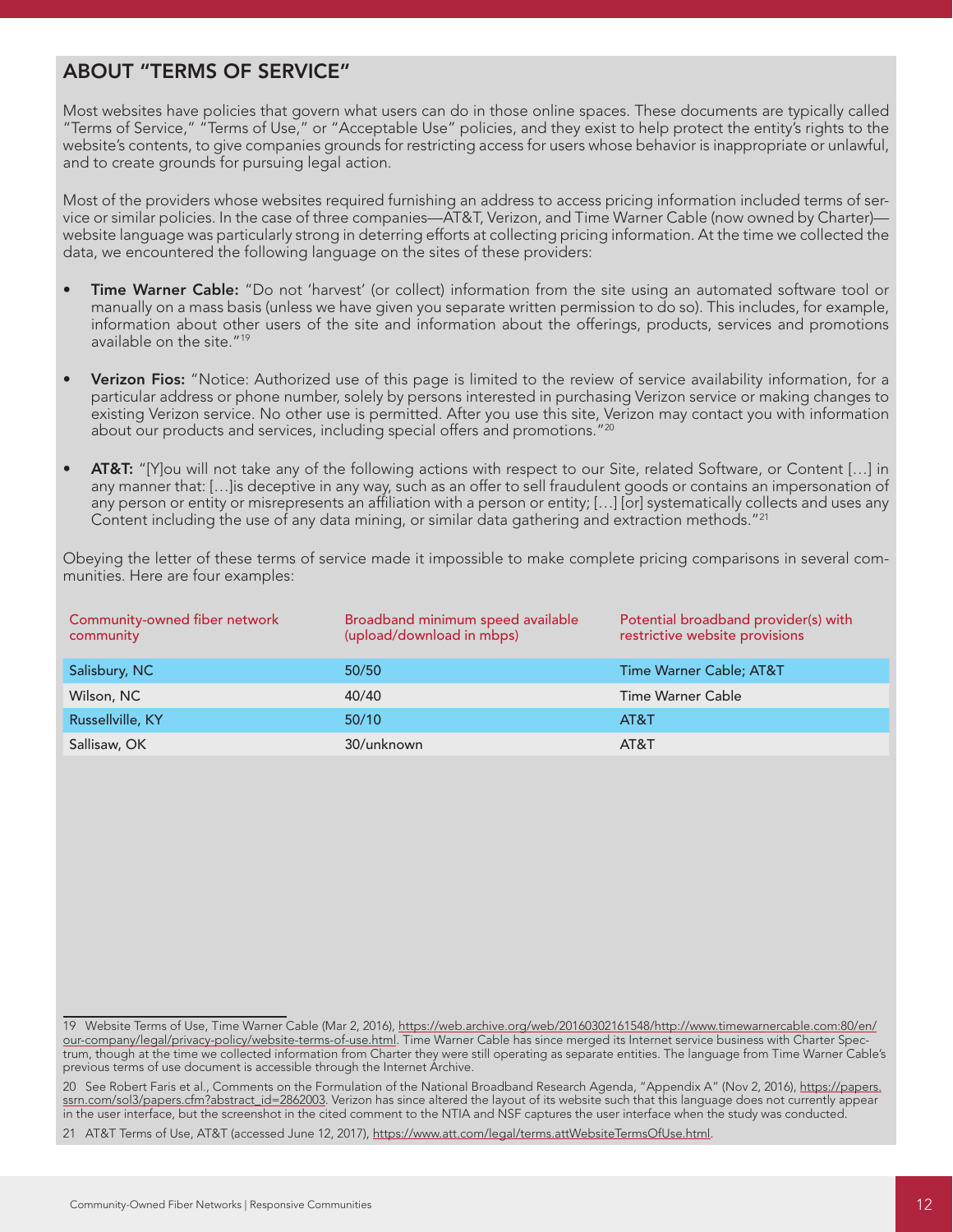## ABOUT "TERMS OF SERVICE"

Most websites have policies that govern what users can do in those online spaces. These documents are typically called "Terms of Service," "Terms of Use," or "Acceptable Use" policies, and they exist to help protect the entity's rights to the website's contents, to give companies grounds for restricting access for users whose behavior is inappropriate or unlawful, and to create grounds for pursuing legal action.

Most of the providers whose websites required furnishing an address to access pricing information included terms of service or similar policies. In the case of three companies—AT&T, Verizon, and Time Warner Cable (now owned by Charter)—website language was particularly strong in deterring efforts at collecting pricing information. At the time we collected the data, we encountered the following language on the sites of these providers:

- **Time Warner Cable:** "Do not 'harvest' (or collect) information from the site using an automated software tool or manually on a mass basis (unless we have given you separate written permission to do so). This includes, for example, information about other users of the site and information about the offerings, products, services and promotions available on the site."[19]
- **Verizon Fios:** "Notice: Authorized use of this page is limited to the review of service availability information, for a particular address or phone number, solely by persons interested in purchasing Verizon service or making changes to existing Verizon service. No other use is permitted. After you use this site, Verizon may contact you with information about our products and services, including special offers and promotions."[20]
- **AT&T:** "[Y]ou will not take any of the following actions with respect to our Site, related Software, or Content […] in any manner that: […]is deceptive in any way, such as an offer to sell fraudulent goods or contains an impersonation of any person or entity or misrepresents an affiliation with a person or entity; […] [or] systematically collects and uses any Content including the use of any data mining, or similar data gathering and extraction methods."[21]

Obeying the letter of these terms of service made it impossible to make complete pricing comparisons in several communities. Here are four examples:

| Community-owned fiber network community | Broadband minimum speed available (upload/download in mbps) | Potential broadband provider(s) with restrictive website provisions |
|---|---|---|
| Salisbury, NC | 50/50 | Time Warner Cable; AT&T |
| Wilson, NC | 40/40 | Time Warner Cable |
| Russellville, KY | 50/10 | AT&T |
| Sallisaw, OK | 30/unknown | AT&T |

19 Website Terms of Use, Time Warner Cable (Mar 2, 2016), https://web.archive.org/web/20160302161548/http://www.timewarnercable.com:80/en/our-company/legal/privacy-policy/website-terms-of-use.html. Time Warner Cable has since merged its Internet service business with Charter Spectrum, though at the time we collected information from Charter they were still operating as separate entities. The language from Time Warner Cable's previous terms of use document is accessible through the Internet Archive.

20 See Robert Faris et al., Comments on the Formulation of the National Broadband Research Agenda, "Appendix A" (Nov 2, 2016), https://papers.ssrn.com/sol3/papers.cfm?abstract_id=2862003. Verizon has since altered the layout of its website such that this language does not currently appear in the user interface, but the screenshot in the cited comment to the NTIA and NSF captures the user interface when the study was conducted.

21 AT&T Terms of Use, AT&T (accessed June 12, 2017), https://www.att.com/legal/terms.attWebsiteTermsOfUse.html.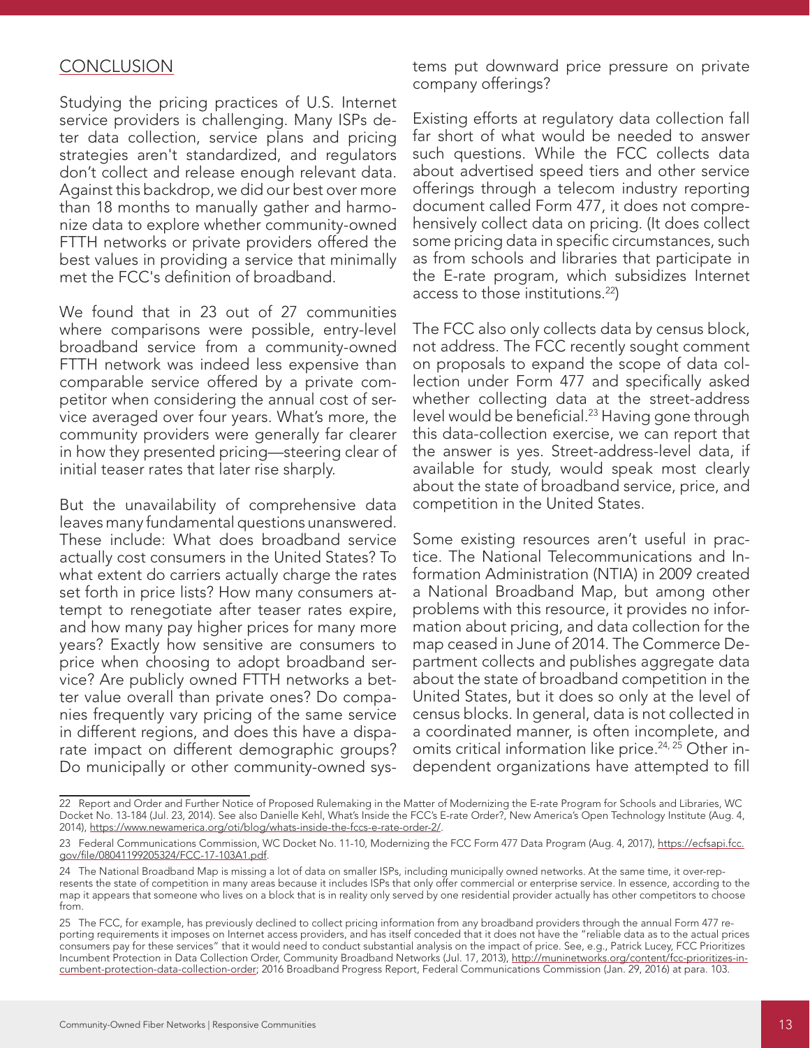## CONCLUSION

Studying the pricing practices of U.S. Internet service providers is challenging. Many ISPs deter data collection, service plans and pricing strategies aren't standardized, and regulators don't collect and release enough relevant data. Against this backdrop, we did our best over more than 18 months to manually gather and harmonize data to explore whether community-owned FTTH networks or private providers offered the best values in providing a service that minimally met the FCC's definition of broadband.

We found that in 23 out of 27 communities where comparisons were possible, entry-level broadband service from a community-owned FTTH network was indeed less expensive than comparable service offered by a private competitor when considering the annual cost of service averaged over four years. What's more, the community providers were generally far clearer in how they presented pricing—steering clear of initial teaser rates that later rise sharply.

But the unavailability of comprehensive data leaves many fundamental questions unanswered. These include: What does broadband service actually cost consumers in the United States? To what extent do carriers actually charge the rates set forth in price lists? How many consumers attempt to renegotiate after teaser rates expire, and how many pay higher prices for many more years? Exactly how sensitive are consumers to price when choosing to adopt broadband service? Are publicly owned FTTH networks a better value overall than private ones? Do companies frequently vary pricing of the same service in different regions, and does this have a disparate impact on different demographic groups? Do municipally or other community-owned systems put downward price pressure on private company offerings?

Existing efforts at regulatory data collection fall far short of what would be needed to answer such questions. While the FCC collects data about advertised speed tiers and other service offerings through a telecom industry reporting document called Form 477, it does not comprehensively collect data on pricing. (It does collect some pricing data in specific circumstances, such as from schools and libraries that participate in the E-rate program, which subsidizes Internet access to those institutions.[22])

The FCC also only collects data by census block, not address. The FCC recently sought comment on proposals to expand the scope of data collection under Form 477 and specifically asked whether collecting data at the street-address level would be beneficial.[23] Having gone through this data-collection exercise, we can report that the answer is yes. Street-address-level data, if available for study, would speak most clearly about the state of broadband service, price, and competition in the United States.

Some existing resources aren't useful in practice. The National Telecommunications and Information Administration (NTIA) in 2009 created a National Broadband Map, but among other problems with this resource, it provides no information about pricing, and data collection for the map ceased in June of 2014. The Commerce Department collects and publishes aggregate data about the state of broadband competition in the United States, but it does so only at the level of census blocks. In general, data is not collected in a coordinated manner, is often incomplete, and omits critical information like price.[24, 25] Other independent organizations have attempted to fill

---

22 Report and Order and Further Notice of Proposed Rulemaking in the Matter of Modernizing the E-rate Program for Schools and Libraries, WC Docket No. 13-184 (Jul. 23, 2014). See also Danielle Kehl, What's Inside the FCC's E-rate Order?, New America's Open Technology Institute (Aug. 4, 2014), https://www.newamerica.org/oti/blog/whats-inside-the-fccs-e-rate-order-2/.

23 Federal Communications Commission, WC Docket No. 11-10, Modernizing the FCC Form 477 Data Program (Aug. 4, 2017), https://ecfsapi.fcc.gov/file/08041199205324/FCC-17-103A1.pdf.

24 The National Broadband Map is missing a lot of data on smaller ISPs, including municipally owned networks. At the same time, it over-represents the state of competition in many areas because it includes ISPs that only offer commercial or enterprise service. In essence, according to the map it appears that someone who lives on a block that is in reality only served by one residential provider actually has other competitors to choose from.

25 The FCC, for example, has previously declined to collect pricing information from any broadband providers through the annual Form 477 reporting requirements it imposes on Internet access providers, and has itself conceded that it does not have the "reliable data as to the actual prices consumers pay for these services" that it would need to conduct substantial analysis on the impact of price. See, e.g., Patrick Lucey, FCC Prioritizes Incumbent Protection in Data Collection Order, Community Broadband Networks (Jul. 17, 2013), http://muninetworks.org/content/fcc-prioritizes-incumbent-protection-data-collection-order; 2016 Broadband Progress Report, Federal Communications Commission (Jan. 29, 2016) at para. 103.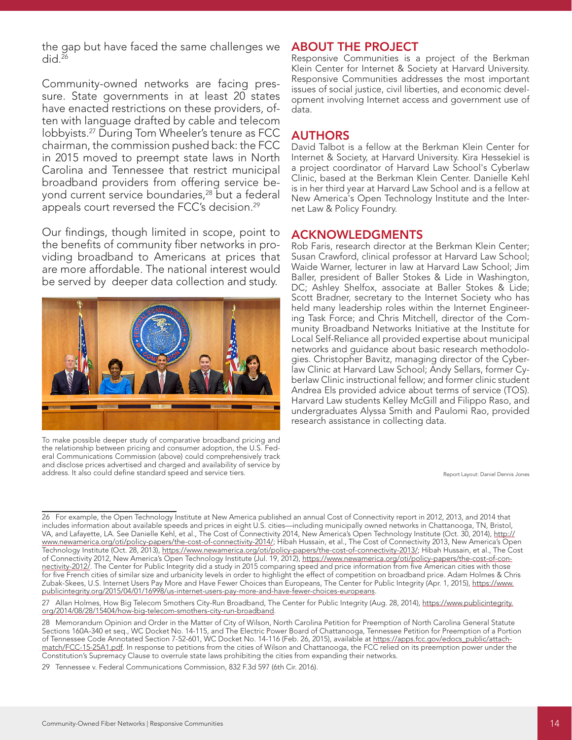the gap but have faced the same challenges we did.[26]

Community-owned networks are facing pressure. State governments in at least 20 states have enacted restrictions on these providers, often with language drafted by cable and telecom lobbyists.[27] During Tom Wheeler's tenure as FCC chairman, the commission pushed back: the FCC in 2015 moved to preempt state laws in North Carolina and Tennessee that restrict municipal broadband providers from offering service beyond current service boundaries,[28] but a federal appeals court reversed the FCC's decision.[29]

Our findings, though limited in scope, point to the benefits of community fiber networks in providing broadband to Americans at prices that are more affordable. The national interest would be served by deeper data collection and study.

To make possible deeper study of comparative broadband pricing and the relationship between pricing and consumer adoption, the U.S. Federal Communications Commission (above) could comprehensively track and disclose prices advertised and charged and availability of service by address. It also could define standard speed and service tiers.

## ABOUT THE PROJECT

Responsive Communities is a project of the Berkman Klein Center for Internet & Society at Harvard University. Responsive Communities addresses the most important issues of social justice, civil liberties, and economic development involving Internet access and government use of data.

## AUTHORS

David Talbot is a fellow at the Berkman Klein Center for Internet & Society, at Harvard University. Kira Hessekiel is a project coordinator of Harvard Law School's Cyberlaw Clinic, based at the Berkman Klein Center. Danielle Kehl is in her third year at Harvard Law School and is a fellow at New America's Open Technology Institute and the Internet Law & Policy Foundry.

## ACKNOWLEDGMENTS

Rob Faris, research director at the Berkman Klein Center; Susan Crawford, clinical professor at Harvard Law School; Waide Warner, lecturer in law at Harvard Law School; Jim Baller, president of Baller Stokes & Lide in Washington, DC; Ashley Shelfox, associate at Baller Stokes & Lide; Scott Bradner, secretary to the Internet Society who has held many leadership roles within the Internet Engineering Task Force; and Chris Mitchell, director of the Community Broadband Networks Initiative at the Institute for Local Self-Reliance all provided expertise about municipal networks and guidance about basic research methodologies. Christopher Bavitz, managing director of the Cyberlaw Clinic at Harvard Law School; Andy Sellars, former Cyberlaw Clinic instructional fellow; and former clinic student Andrea Els provided advice about terms of service (TOS). Harvard Law students Kelley McGill and Filippo Raso, and undergraduates Alyssa Smith and Paulomi Rao, provided research assistance in collecting data.

Report Layout: Daniel Dennis Jones

---

26 For example, the Open Technology Institute at New America published an annual Cost of Connectivity report in 2012, 2013, and 2014 that includes information about available speeds and prices in eight U.S. cities—including municipally owned networks in Chattanooga, TN, Bristol, VA, and Lafayette, LA. See Danielle Kehl, et al., The Cost of Connectivity 2014, New America's Open Technology Institute (Oct. 30, 2014), http://www.newamerica.org/oti/policy-papers/the-cost-of-connectivity-2014/; Hibah Hussain, et al., The Cost of Connectivity 2013, New America's Open Technology Institute (Oct. 28, 2013), https://www.newamerica.org/oti/policy-papers/the-cost-of-connectivity-2013/; Hibah Hussain, et al., The Cost of Connectivity 2012, New America's Open Technology Institute (Jul. 19, 2012), https://www.newamerica.org/oti/policy-papers/the-cost-of-connectivity-2012/. The Center for Public Integrity did a study in 2015 comparing speed and price information from five American cities with those for five French cities of similar size and urbanicity levels in order to highlight the effect of competition on broadband price. Adam Holmes & Chris Zubak-Skees, U.S. Internet Users Pay More and Have Fewer Choices than Europeans, The Center for Public Integrity (Apr. 1, 2015), https://www.publicintegrity.org/2015/04/01/16998/us-internet-users-pay-more-and-have-fewer-choices-europeans.

27 Allan Holmes, How Big Telecom Smothers City-Run Broadband, The Center for Public Integrity (Aug. 28, 2014), https://www.publicintegrity.org/2014/08/28/15404/how-big-telecom-smothers-city-run-broadband.

28 Memorandum Opinion and Order in the Matter of City of Wilson, North Carolina Petition for Preemption of North Carolina General Statute Sections 160A-340 et seq., WC Docket No. 14-115, and The Electric Power Board of Chattanooga, Tennessee Petition for Preemption of a Portion of Tennessee Code Annotated Section 7-52-601, WC Docket No. 14-116 (Feb. 26, 2015), available at https://apps.fcc.gov/edocs_public/attachmatch/FCC-15-25A1.pdf. In response to petitions from the cities of Wilson and Chattanooga, the FCC relied on its preemption power under the Constitution's Supremacy Clause to overrule state laws prohibiting the cities from expanding their networks.

29 Tennessee v. Federal Communications Commission, 832 F.3d 597 (6th Cir. 2016).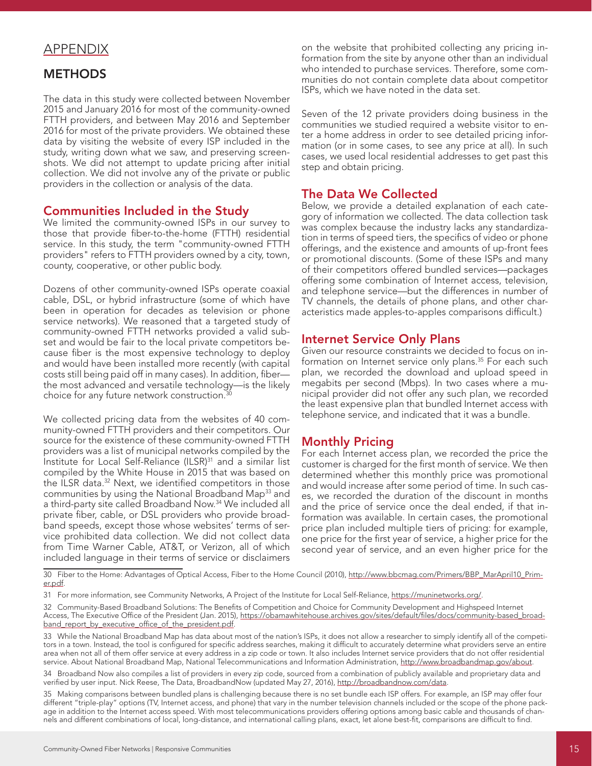# APPENDIX

## METHODS

The data in this study were collected between November 2015 and January 2016 for most of the community-owned FTTH providers, and between May 2016 and September 2016 for most of the private providers. We obtained these data by visiting the website of every ISP included in the study, writing down what we saw, and preserving screenshots. We did not attempt to update pricing after initial collection. We did not involve any of the private or public providers in the collection or analysis of the data.

### Communities Included in the Study

We limited the community-owned ISPs in our survey to those that provide fiber-to-the-home (FTTH) residential service. In this study, the term "community-owned FTTH providers" refers to FTTH providers owned by a city, town, county, cooperative, or other public body.

Dozens of other community-owned ISPs operate coaxial cable, DSL, or hybrid infrastructure (some of which have been in operation for decades as television or phone service networks). We reasoned that a targeted study of community-owned FTTH networks provided a valid subset and would be fair to the local private competitors because fiber is the most expensive technology to deploy and would have been installed more recently (with capital costs still being paid off in many cases). In addition, fiber—the most advanced and versatile technology—is the likely choice for any future network construction.[30]

We collected pricing data from the websites of 40 community-owned FTTH providers and their competitors. Our source for the existence of these community-owned FTTH providers was a list of municipal networks compiled by the Institute for Local Self-Reliance (ILSR)[31] and a similar list compiled by the White House in 2015 that was based on the ILSR data.[32] Next, we identified competitors in those communities by using the National Broadband Map[33] and a third-party site called Broadband Now.[34] We included all private fiber, cable, or DSL providers who provide broadband speeds, except those whose websites' terms of service prohibited data collection. We did not collect data from Time Warner Cable, AT&T, or Verizon, all of which included language in their terms of service or disclaimers on the website that prohibited collecting any pricing information from the site by anyone other than an individual who intended to purchase services. Therefore, some communities do not contain complete data about competitor ISPs, which we have noted in the data set.

Seven of the 12 private providers doing business in the communities we studied required a website visitor to enter a home address in order to see detailed pricing information (or in some cases, to see any price at all). In such cases, we used local residential addresses to get past this step and obtain pricing.

### The Data We Collected

Below, we provide a detailed explanation of each category of information we collected. The data collection task was complex because the industry lacks any standardization in terms of speed tiers, the specifics of video or phone offerings, and the existence and amounts of up-front fees or promotional discounts. (Some of these ISPs and many of their competitors offered bundled services—packages offering some combination of Internet access, television, and telephone service—but the differences in number of TV channels, the details of phone plans, and other characteristics made apples-to-apples comparisons difficult.)

### Internet Service Only Plans

Given our resource constraints we decided to focus on information on Internet service only plans.[35] For each such plan, we recorded the download and upload speed in megabits per second (Mbps). In two cases where a municipal provider did not offer any such plan, we recorded the least expensive plan that bundled Internet access with telephone service, and indicated that it was a bundle.

### Monthly Pricing

For each Internet access plan, we recorded the price the customer is charged for the first month of service. We then determined whether this monthly price was promotional and would increase after some period of time. In such cases, we recorded the duration of the discount in months and the price of service once the deal ended, if that information was available. In certain cases, the promotional price plan included multiple tiers of pricing: for example, one price for the first year of service, a higher price for the second year of service, and an even higher price for the

---

30 Fiber to the Home: Advantages of Optical Access, Fiber to the Home Council (2010), http://www.bbcmag.com/Primers/BBP_MarApril10_Primer.pdf.

31 For more information, see Community Networks, A Project of the Institute for Local Self-Reliance, https://muninetworks.org/.

32 Community-Based Broadband Solutions: The Benefits of Competition and Choice for Community Development and Highspeed Internet Access, The Executive Office of the President (Jan. 2015), https://obamawhitehouse.archives.gov/sites/default/files/docs/community-based_broadband_report_by_executive_office_of_the_president.pdf.

33 While the National Broadband Map has data about most of the nation's ISPs, it does not allow a researcher to simply identify all of the competitors in a town. Instead, the tool is configured for specific address searches, making it difficult to accurately determine what providers serve an entire area when not all of them offer service at every address in a zip code or town. It also includes Internet service providers that do not offer residential service. About National Broadband Map, National Telecommunications and Information Administration, http://www.broadbandmap.gov/about.

34 Broadband Now also compiles a list of providers in every zip code, sourced from a combination of publicly available and proprietary data and verified by user input. Nick Reese, The Data, BroadbandNow (updated May 27, 2016), http://broadbandnow.com/data.

35 Making comparisons between bundled plans is challenging because there is no set bundle each ISP offers. For example, an ISP may offer four different "triple-play" options (TV, Internet access, and phone) that vary in the number television channels included or the scope of the phone package in addition to the Internet access speed. With most telecommunications providers offering options among basic cable and thousands of channels and different combinations of local, long-distance, and international calling plans, exact, let alone best-fit, comparisons are difficult to find.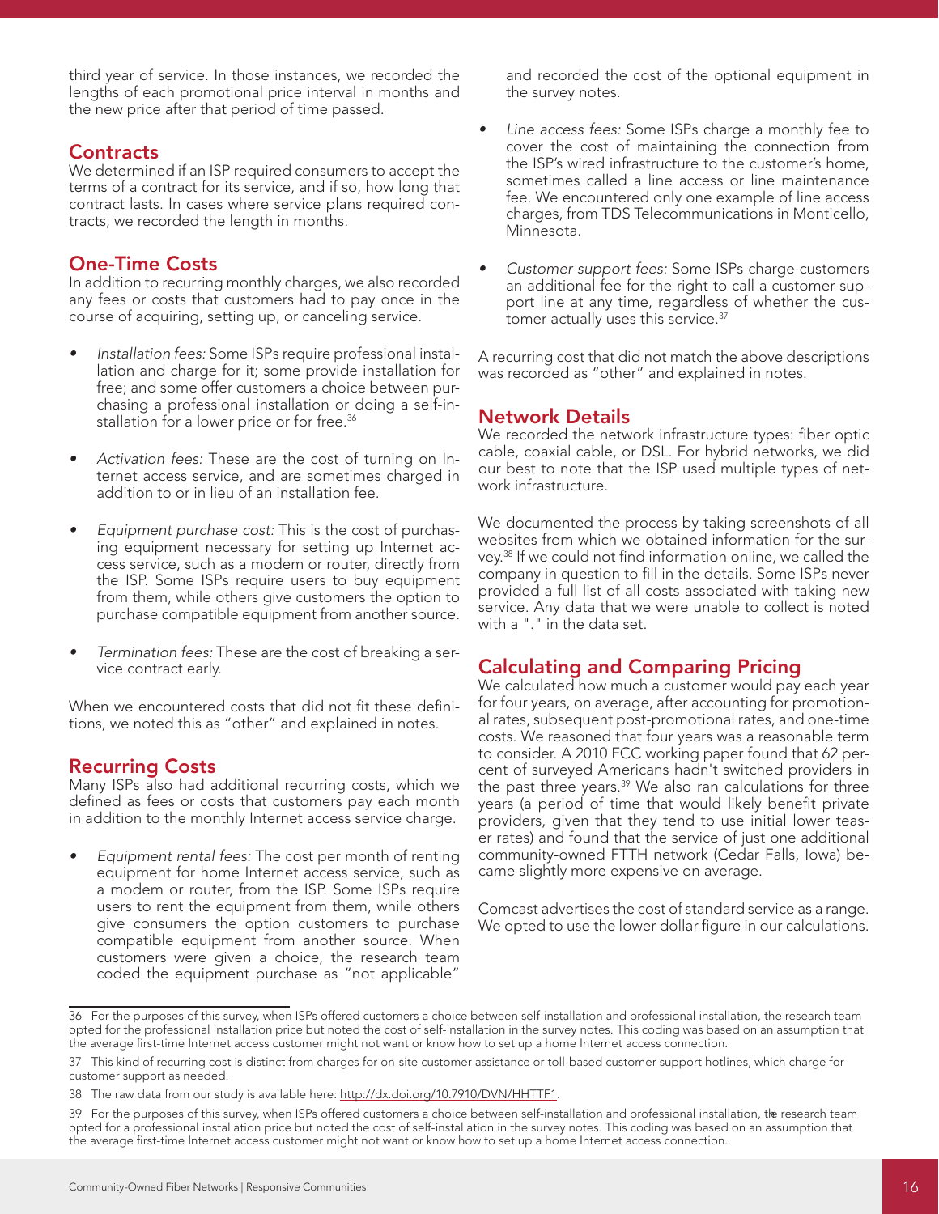third year of service. In those instances, we recorded the lengths of each promotional price interval in months and the new price after that period of time passed.

## Contracts

We determined if an ISP required consumers to accept the terms of a contract for its service, and if so, how long that contract lasts. In cases where service plans required contracts, we recorded the length in months.

## One-Time Costs

In addition to recurring monthly charges, we also recorded any fees or costs that customers had to pay once in the course of acquiring, setting up, or canceling service.

- *Installation fees:* Some ISPs require professional installation and charge for it; some provide installation for free; and some offer customers a choice between purchasing a professional installation or doing a self-installation for a lower price or for free.[36]

- *Activation fees:* These are the cost of turning on Internet access service, and are sometimes charged in addition to or in lieu of an installation fee.

- *Equipment purchase cost:* This is the cost of purchasing equipment necessary for setting up Internet access service, such as a modem or router, directly from the ISP. Some ISPs require users to buy equipment from them, while others give customers the option to purchase compatible equipment from another source.

- *Termination fees:* These are the cost of breaking a service contract early.

When we encountered costs that did not fit these definitions, we noted this as "other" and explained in notes.

## Recurring Costs

Many ISPs also had additional recurring costs, which we defined as fees or costs that customers pay each month in addition to the monthly Internet access service charge.

- *Equipment rental fees:* The cost per month of renting equipment for home Internet access service, such as a modem or router, from the ISP. Some ISPs require users to rent the equipment from them, while others give consumers the option customers to purchase compatible equipment from another source. When customers were given a choice, the research team coded the equipment purchase as "not applicable" and recorded the cost of the optional equipment in the survey notes.

- *Line access fees:* Some ISPs charge a monthly fee to cover the cost of maintaining the connection from the ISP's wired infrastructure to the customer's home, sometimes called a line access or line maintenance fee. We encountered only one example of line access charges, from TDS Telecommunications in Monticello, Minnesota.

- *Customer support fees:* Some ISPs charge customers an additional fee for the right to call a customer support line at any time, regardless of whether the customer actually uses this service.[37]

A recurring cost that did not match the above descriptions was recorded as "other" and explained in notes.

## Network Details

We recorded the network infrastructure types: fiber optic cable, coaxial cable, or DSL. For hybrid networks, we did our best to note that the ISP used multiple types of network infrastructure.

We documented the process by taking screenshots of all websites from which we obtained information for the survey.[38] If we could not find information online, we called the company in question to fill in the details. Some ISPs never provided a full list of all costs associated with taking new service. Any data that we were unable to collect is noted with a "." in the data set.

## Calculating and Comparing Pricing

We calculated how much a customer would pay each year for four years, on average, after accounting for promotional rates, subsequent post-promotional rates, and one-time costs. We reasoned that four years was a reasonable term to consider. A 2010 FCC working paper found that 62 percent of surveyed Americans hadn't switched providers in the past three years.[39] We also ran calculations for three years (a period of time that would likely benefit private providers, given that they tend to use initial lower teaser rates) and found that the service of just one additional community-owned FTTH network (Cedar Falls, Iowa) became slightly more expensive on average.

Comcast advertises the cost of standard service as a range. We opted to use the lower dollar figure in our calculations.

---

36 For the purposes of this survey, when ISPs offered customers a choice between self-installation and professional installation, the research team opted for the professional installation price but noted the cost of self-installation in the survey notes. This coding was based on an assumption that the average first-time Internet access customer might not want or know how to set up a home Internet access connection.

37 This kind of recurring cost is distinct from charges for on-site customer assistance or toll-based customer support hotlines, which charge for customer support as needed.

38 The raw data from our study is available here: http://dx.doi.org/10.7910/DVN/HHTTF1.

39 For the purposes of this survey, when ISPs offered customers a choice between self-installation and professional installation, the research team opted for a professional installation price but noted the cost of self-installation in the survey notes. This coding was based on an assumption that the average first-time Internet access customer might not want or know how to set up a home Internet access connection.